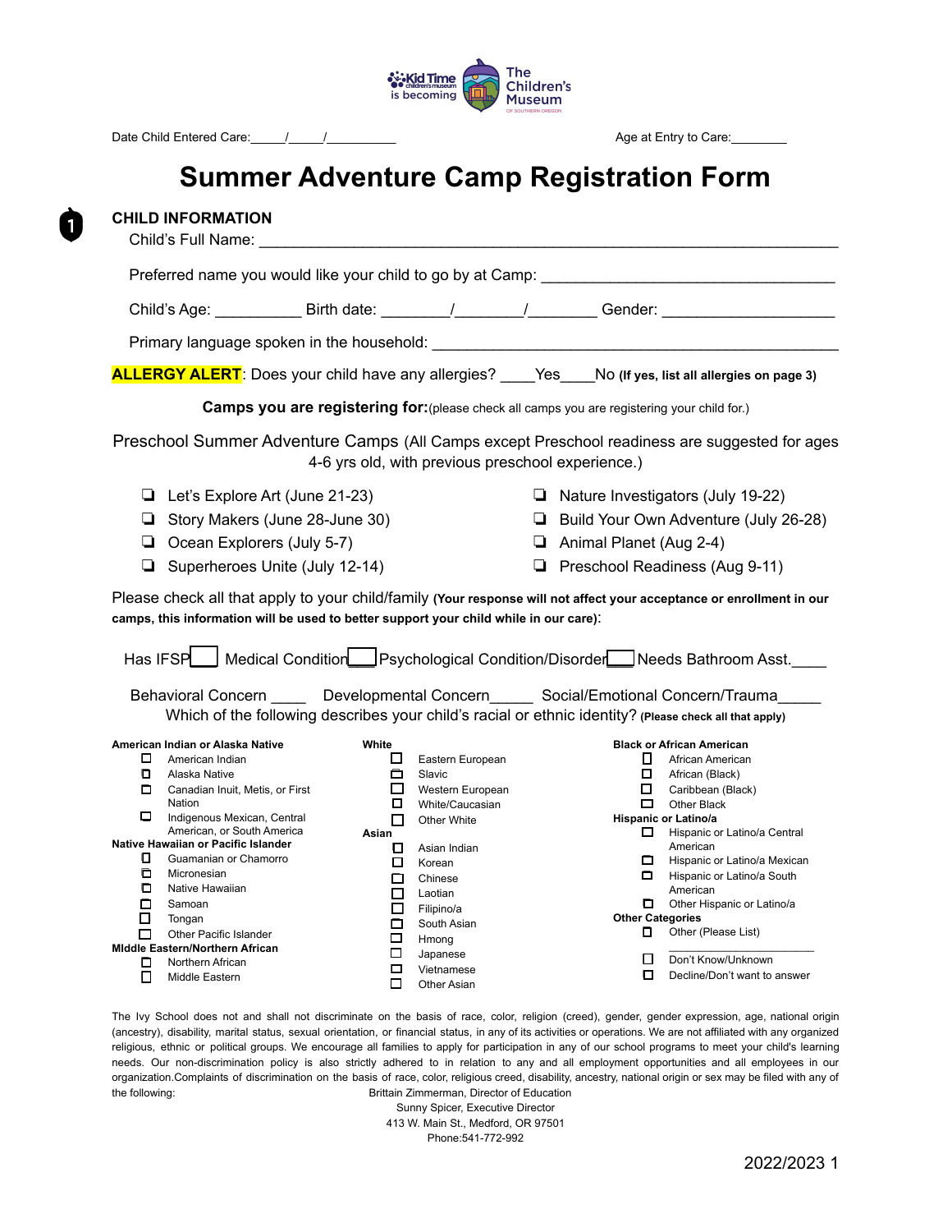Kid Time children's museum is becoming The Children's Museum of Southern Oregon

Date Child Entered Care:_____/_____/__________ Age at Entry to Care:________

# Summer Adventure Camp Registration Form

## CHILD INFORMATION

Child's Full Name: ___________________________________________________________________

Preferred name you would like your child to go by at Camp: ________________________________

Child's Age: __________ Birth date: ________/________/________ Gender: ____________________

Primary language spoken in the household: ______________________________________________

**ALLERGY ALERT**: Does your child have any allergies? ____Yes____No **(If yes, list all allergies on page 3)**

**Camps you are registering for:** (please check all camps you are registering your child for.)

Preschool Summer Adventure Camps (All Camps except Preschool readiness are suggested for ages 4-6 yrs old, with previous preschool experience.)

- ❏ Let's Explore Art (June 21-23)
- ❏ Story Makers (June 28-June 30)
- ❏ Ocean Explorers (July 5-7)
- ❏ Superheroes Unite (July 12-14)
- ❏ Nature Investigators (July 19-22)
- ❏ Build Your Own Adventure (July 26-28)
- ❏ Animal Planet (Aug 2-4)
- ❏ Preschool Readiness (Aug 9-11)

Please check all that apply to your child/family **(Your response will not affect your acceptance or enrollment in our camps, this information will be used to better support your child while in our care)**:

Has IFSP____ Medical Condition____ Psychological Condition/Disorder____ Needs Bathroom Asst.____

Behavioral Concern ____ Developmental Concern_____ Social/Emotional Concern/Trauma_____

Which of the following describes your child's racial or ethnic identity? **(Please check all that apply)**

**American Indian or Alaska Native**
- ☐ American Indian
- ☐ Alaska Native
- ☐ Canadian Inuit, Metis, or First Nation
- ☐ Indigenous Mexican, Central American, or South America

**Native Hawaiian or Pacific Islander**
- ☐ Guamanian or Chamorro
- ☐ Micronesian
- ☐ Native Hawaiian
- ☐ Samoan
- ☐ Tongan
- ☐ Other Pacific Islander

**MIddle Eastern/Northern African**
- ☐ Northern African
- ☐ Middle Eastern

**White**
- ☐ Eastern European
- ☐ Slavic
- ☐ Western European
- ☐ White/Caucasian
- ☐ Other White

**Asian**
- ☐ Asian Indian
- ☐ Korean
- ☐ Chinese
- ☐ Laotian
- ☐ Filipino/a
- ☐ South Asian
- ☐ Hmong
- ☐ Japanese
- ☐ Vietnamese
- ☐ Other Asian

**Black or African American**
- ☐ African American
- ☐ African (Black)
- ☐ Caribbean (Black)
- ☐ Other Black

**Hispanic or Latino/a**
- ☐ Hispanic or Latino/a Central American
- ☐ Hispanic or Latino/a Mexican
- ☐ Hispanic or Latino/a South American
- ☐ Other Hispanic or Latino/a

**Other Categories**
- ☐ Other (Please List) ____________________
- ☐ Don't Know/Unknown
- ☐ Decline/Don't want to answer

The Ivy School does not and shall not discriminate on the basis of race, color, religion (creed), gender, gender expression, age, national origin (ancestry), disability, marital status, sexual orientation, or financial status, in any of its activities or operations. We are not affiliated with any organized religious, ethnic or political groups. We encourage all families to apply for participation in any of our school programs to meet your child's learning needs. Our non-discrimination policy is also strictly adhered to in relation to any and all employment opportunities and all employees in our organization.Complaints of discrimination on the basis of race, color, religious creed, disability, ancestry, national origin or sex may be filed with any of the following:

Brittain Zimmerman, Director of Education
Sunny Spicer, Executive Director
413 W. Main St., Medford, OR 97501
Phone:541-772-992

2022/2023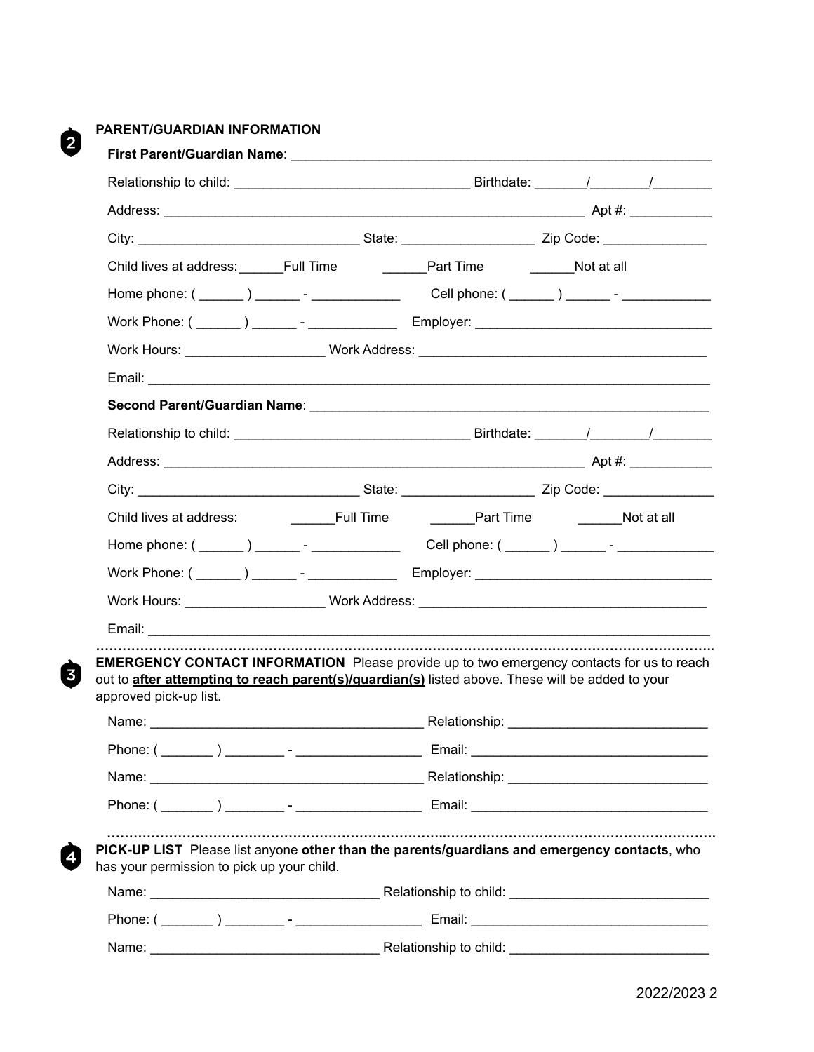## 2 PARENT/GUARDIAN INFORMATION

**First Parent/Guardian Name**: ____________________________________________________________

Relationship to child: _________________________________ Birthdate: _______/________/________

Address: ___________________________________________________________ Apt #: ___________

City: ______________________________ State: __________________ Zip Code: ______________

Child lives at address: ______Full Time ______Part Time ______Not at all

Home phone: ( ______ ) ______ - ____________ Cell phone: ( ______ ) ______ - ____________

Work Phone: ( ______ ) ______ - ____________ Employer: ________________________________

Work Hours: ___________________ Work Address: _______________________________________

Email: ____________________________________________________________________________

**Second Parent/Guardian Name**: ________________________________________________________

Relationship to child: _________________________________ Birthdate: _______/________/________

Address: ___________________________________________________________ Apt #: ___________

City: ______________________________ State: __________________ Zip Code: _______________

Child lives at address: ______Full Time ______Part Time ______Not at all

Home phone: ( ______ ) ______ - ____________ Cell phone: ( ______ ) ______ - _____________

Work Phone: ( ______ ) ______ - ____________ Employer: ________________________________

Work Hours: ___________________ Work Address: _______________________________________

Email: ____________________________________________________________________________

## 3 EMERGENCY CONTACT INFORMATION

Please provide up to two emergency contacts for us to reach out to **after attempting to reach parent(s)/guardian(s)** listed above. These will be added to your approved pick-up list.

Name: _____________________________________ Relationship: ___________________________

Phone: ( _______ ) ________ - _________________ Email: ________________________________

Name: _____________________________________ Relationship: ___________________________

Phone: ( _______ ) ________ - _________________ Email: ________________________________

## 4 PICK-UP LIST

Please list anyone **other than the parents/guardians and emergency contacts**, who has your permission to pick up your child.

Name: ______________________________ Relationship to child: ___________________________

Phone: ( _______ ) ________ - _________________ Email: ________________________________

Name: ______________________________ Relationship to child: ___________________________

2022/2023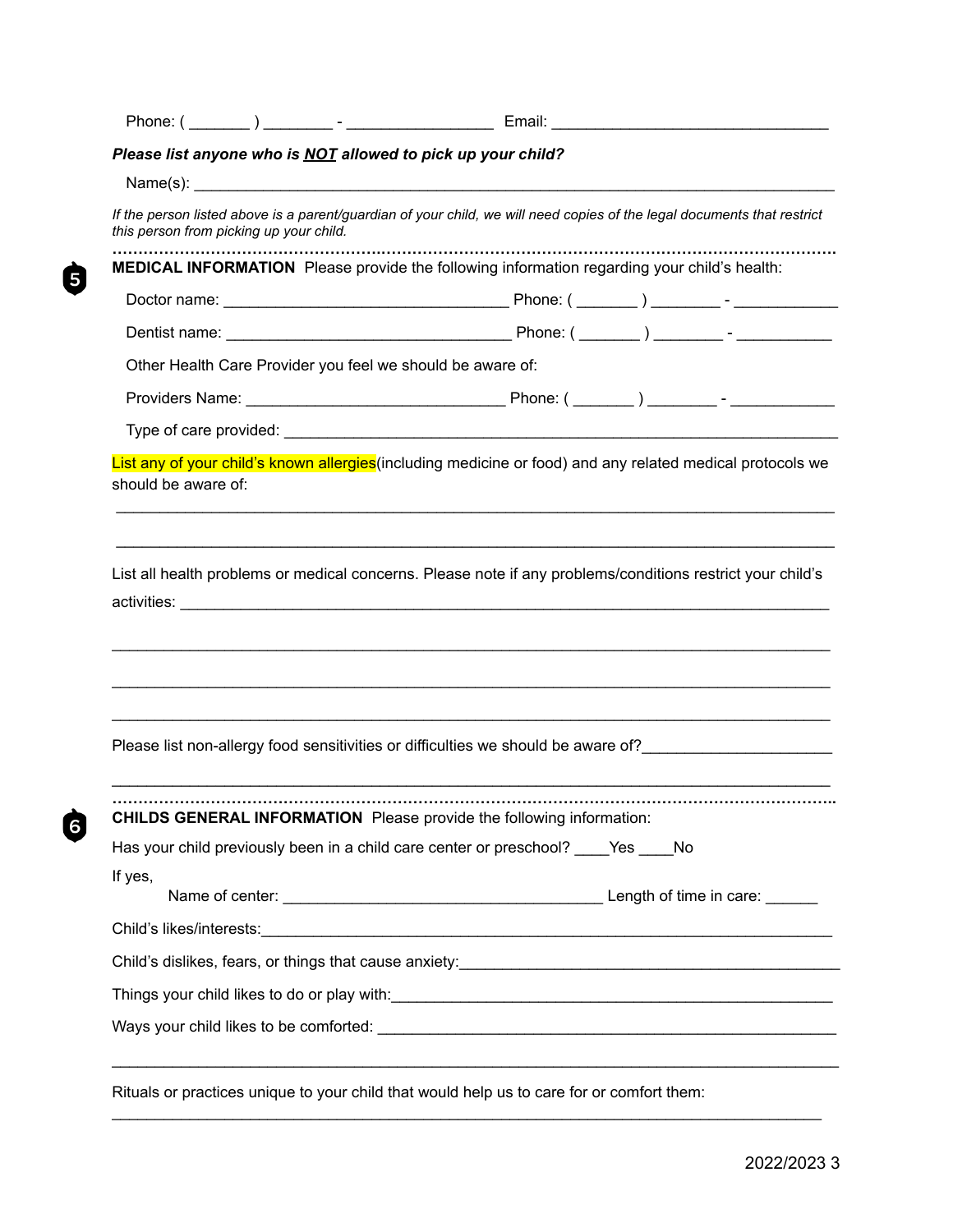Phone: ( _______ ) ________ - _________________ Email: ________________________________

***Please list anyone who is NOT allowed to pick up your child?***

Name(s): ______________________________________________________________________________

*If the person listed above is a parent/guardian of your child, we will need copies of the legal documents that restrict this person from picking up your child.*

5

**MEDICAL INFORMATION** Please provide the following information regarding your child's health:

Doctor name: _________________________________ Phone: ( _______ ) ________ - ____________

Dentist name: _________________________________ Phone: ( _______ ) ________ - ___________

Other Health Care Provider you feel we should be aware of:

Providers Name: ______________________________ Phone: ( _______ ) ________ - ____________

Type of care provided: _________________________________________________________________

List any of your child's known allergies(including medicine or food) and any related medical protocols we should be aware of:

_________________________________________________________________________________________

_________________________________________________________________________________________

List all health problems or medical concerns. Please note if any problems/conditions restrict your child's activities: ___________________________________________________________________________

_________________________________________________________________________________________

_________________________________________________________________________________________

_________________________________________________________________________________________

Please list non-allergy food sensitivities or difficulties we should be aware of?_____________________

_________________________________________________________________________________________

6

**CHILDS GENERAL INFORMATION** Please provide the following information:

Has your child previously been in a child care center or preschool? ____Yes ____No

If yes,

Name of center: _____________________________________ Length of time in care: ______

Child's likes/interests:____________________________________________________________________

Child's dislikes, fears, or things that cause anxiety:____________________________________________

Things your child likes to do or play with:___________________________________________________

Ways your child likes to be comforted: ______________________________________________________

_________________________________________________________________________________________

Rituals or practices unique to your child that would help us to care for or comfort them:

_________________________________________________________________________________________

2022/2023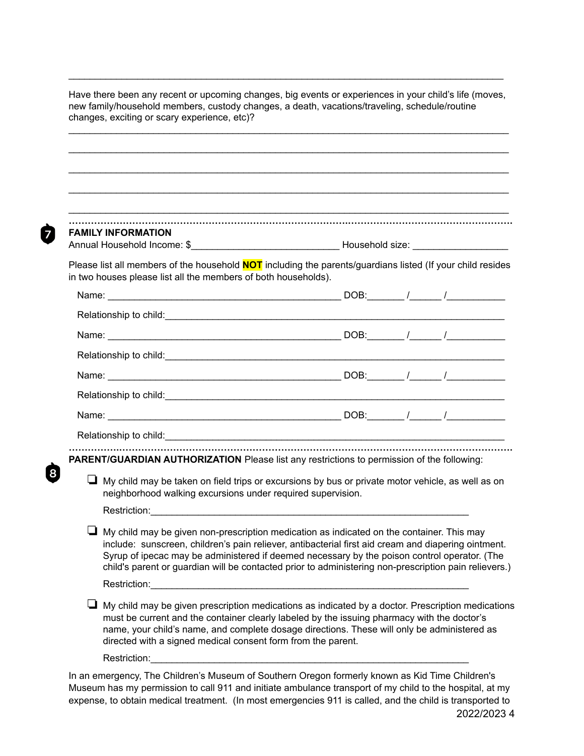______________________________________________________________________________

Have there been any recent or upcoming changes, big events or experiences in your child's life (moves, new family/household members, custody changes, a death, vacations/traveling, schedule/routine changes, exciting or scary experience, etc)?

______________________________________________________________________________

______________________________________________________________________________

______________________________________________________________________________

______________________________________________________________________________

______________________________________________________________________________

7

## FAMILY INFORMATION

Annual Household Income: $____________________________ Household size: __________________

Please list all members of the household **NOT** including the parents/guardians listed (If your child resides in two houses please list all the members of both households).

Name: ____________________________________________ DOB:_______ /______ /___________

Relationship to child:_________________________________________________________________

Name: ____________________________________________ DOB:_______ /______ /___________

Relationship to child:_________________________________________________________________

Name: ____________________________________________ DOB:_______ /______ /___________

Relationship to child:_________________________________________________________________

Name: ____________________________________________ DOB:_______ /______ /___________

Relationship to child:_________________________________________________________________

8

**PARENT/GUARDIAN AUTHORIZATION** Please list any restrictions to permission of the following:

- ❑ My child may be taken on field trips or excursions by bus or private motor vehicle, as well as on neighborhood walking excursions under required supervision.

  Restriction:_____________________________________________________________

- ❑ My child may be given non-prescription medication as indicated on the container. This may include: sunscreen, children's pain reliever, antibacterial first aid cream and diapering ointment. Syrup of ipecac may be administered if deemed necessary by the poison control operator. (The child's parent or guardian will be contacted prior to administering non-prescription pain relievers.)

  Restriction:_____________________________________________________________

- ❑ My child may be given prescription medications as indicated by a doctor. Prescription medications must be current and the container clearly labeled by the issuing pharmacy with the doctor's name, your child's name, and complete dosage directions. These will only be administered as directed with a signed medical consent form from the parent.

  Restriction:_____________________________________________________________

In an emergency, The Children's Museum of Southern Oregon formerly known as Kid Time Children's Museum has my permission to call 911 and initiate ambulance transport of my child to the hospital, at my expense, to obtain medical treatment. (In most emergencies 911 is called, and the child is transported to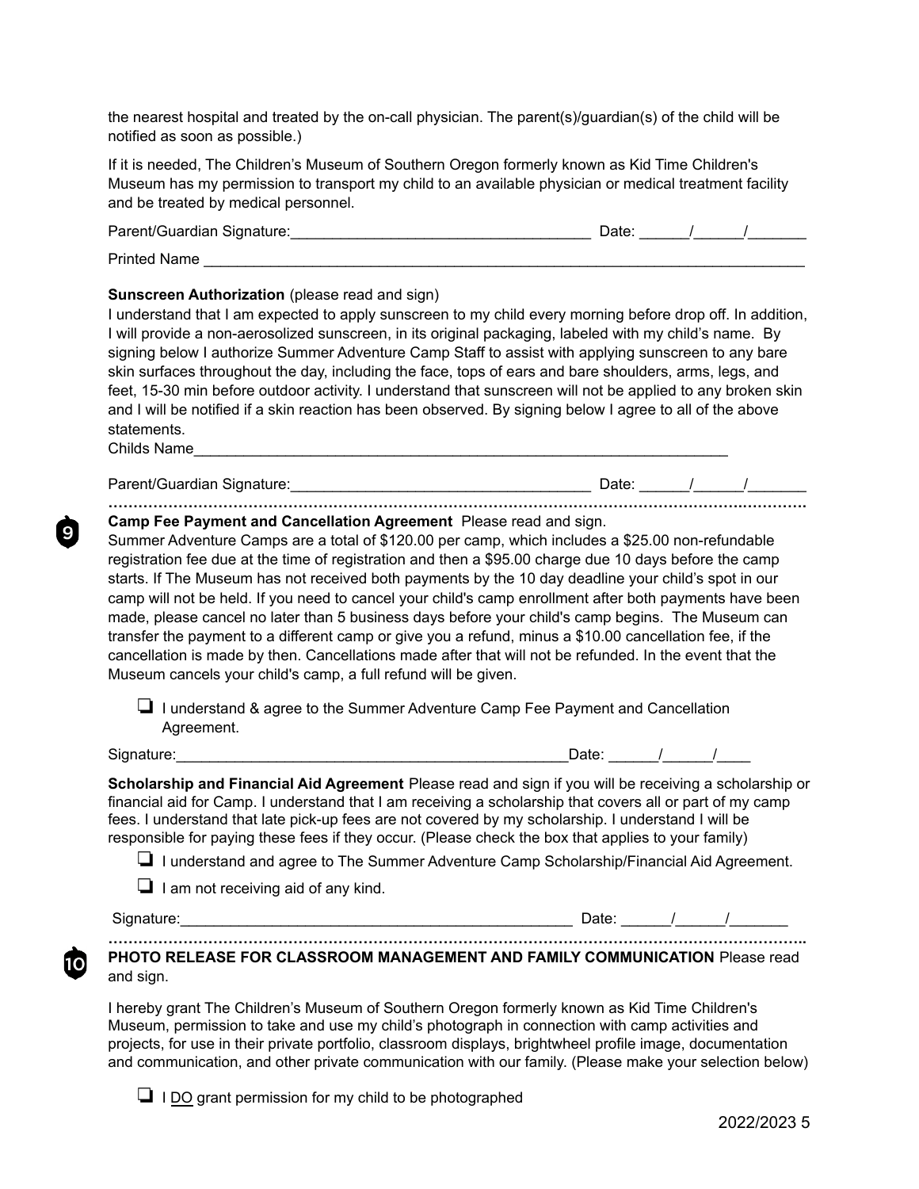the nearest hospital and treated by the on-call physician. The parent(s)/guardian(s) of the child will be notified as soon as possible.)

If it is needed, The Children's Museum of Southern Oregon formerly known as Kid Time Children's Museum has my permission to transport my child to an available physician or medical treatment facility and be treated by medical personnel.

Parent/Guardian Signature:____________________________________ Date: ______/______/_______

Printed Name ___________________________________________________________________________

**Sunscreen Authorization** (please read and sign)
I understand that I am expected to apply sunscreen to my child every morning before drop off. In addition, I will provide a non-aerosolized sunscreen, in its original packaging, labeled with my child's name. By signing below I authorize Summer Adventure Camp Staff to assist with applying sunscreen to any bare skin surfaces throughout the day, including the face, tops of ears and bare shoulders, arms, legs, and feet, 15-30 min before outdoor activity. I understand that sunscreen will not be applied to any broken skin and I will be notified if a skin reaction has been observed. By signing below I agree to all of the above statements.
Childs Name___________________________________________________________________

Parent/Guardian Signature:____________________________________ Date: ______/______/_______

---

9

**Camp Fee Payment and Cancellation Agreement** Please read and sign.
Summer Adventure Camps are a total of $120.00 per camp, which includes a $25.00 non-refundable registration fee due at the time of registration and then a $95.00 charge due 10 days before the camp starts. If The Museum has not received both payments by the 10 day deadline your child's spot in our camp will not be held. If you need to cancel your child's camp enrollment after both payments have been made, please cancel no later than 5 business days before your child's camp begins. The Museum can transfer the payment to a different camp or give you a refund, minus a $10.00 cancellation fee, if the cancellation is made by then. Cancellations made after that will not be refunded. In the event that the Museum cancels your child's camp, a full refund will be given.

- ❏ I understand & agree to the Summer Adventure Camp Fee Payment and Cancellation Agreement.

Signature:_______________________________________________Date: ______/______/____

**Scholarship and Financial Aid Agreement** Please read and sign if you will be receiving a scholarship or financial aid for Camp. I understand that I am receiving a scholarship that covers all or part of my camp fees. I understand that late pick-up fees are not covered by my scholarship. I understand I will be responsible for paying these fees if they occur. (Please check the box that applies to your family)

- ❏ I understand and agree to The Summer Adventure Camp Scholarship/Financial Aid Agreement.
- ❏ I am not receiving aid of any kind.

Signature:_______________________________________________ Date: ______/______/_______

---

10

**PHOTO RELEASE FOR CLASSROOM MANAGEMENT AND FAMILY COMMUNICATION** Please read and sign.

I hereby grant The Children's Museum of Southern Oregon formerly known as Kid Time Children's Museum, permission to take and use my child's photograph in connection with camp activities and projects, for use in their private portfolio, classroom displays, brightwheel profile image, documentation and communication, and other private communication with our family. (Please make your selection below)

- ❏ I <u>DO</u> grant permission for my child to be photographed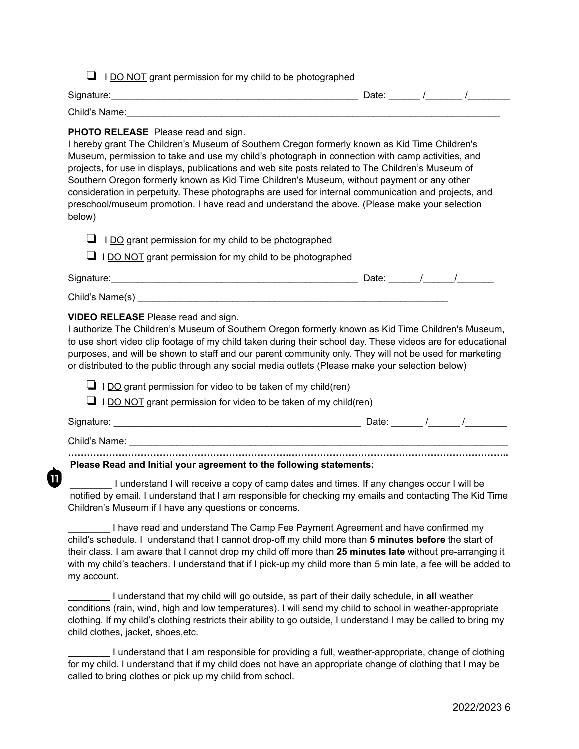❑ I DO NOT grant permission for my child to be photographed

Signature:_______________________________________________ Date: ______ /_______ /________

Child's Name:_______________________________________________________________________

**PHOTO RELEASE** Please read and sign.
I hereby grant The Children's Museum of Southern Oregon formerly known as Kid Time Children's Museum, permission to take and use my child's photograph in connection with camp activities, and projects, for use in displays, publications and web site posts related to The Children's Museum of Southern Oregon formerly known as Kid Time Children's Museum, without payment or any other consideration in perpetuity. These photographs are used for internal communication and projects, and preschool/museum promotion. I have read and understand the above. (Please make your selection below)

❑ I DO grant permission for my child to be photographed

❑ I DO NOT grant permission for my child to be photographed

Signature:_______________________________________________ Date: ______/______/_______

Child's Name(s) ____________________________________________________________

**VIDEO RELEASE** Please read and sign.
I authorize The Children's Museum of Southern Oregon formerly known as Kid Time Children's Museum, to use short video clip footage of my child taken during their school day. These videos are for educational purposes, and will be shown to staff and our parent community only. They will not be used for marketing or distributed to the public through any social media outlets (Please make your selection below)

❑ I DO grant permission for video to be taken of my child(ren)

❑ I DO NOT grant permission for video to be taken of my child(ren)

Signature: _______________________________________________ Date: ______ /______ /________

Child's Name: ______________________________________________________________________

**Please Read and Initial your agreement to the following statements:**

________ I understand I will receive a copy of camp dates and times. If any changes occur I will be notified by email. I understand that I am responsible for checking my emails and contacting The Kid Time Children's Museum if I have any questions or concerns.

________ I have read and understand The Camp Fee Payment Agreement and have confirmed my child's schedule. I understand that I cannot drop-off my child more than **5 minutes before** the start of their class. I am aware that I cannot drop my child off more than **25 minutes late** without pre-arranging it with my child's teachers. I understand that if I pick-up my child more than 5 min late, a fee will be added to my account.

________ I understand that my child will go outside, as part of their daily schedule, in **all** weather conditions (rain, wind, high and low temperatures). I will send my child to school in weather-appropriate clothing. If my child's clothing restricts their ability to go outside, I understand I may be called to bring my child clothes, jacket, shoes,etc.

________ I understand that I am responsible for providing a full, weather-appropriate, change of clothing for my child. I understand that if my child does not have an appropriate change of clothing that I may be called to bring clothes or pick up my child from school.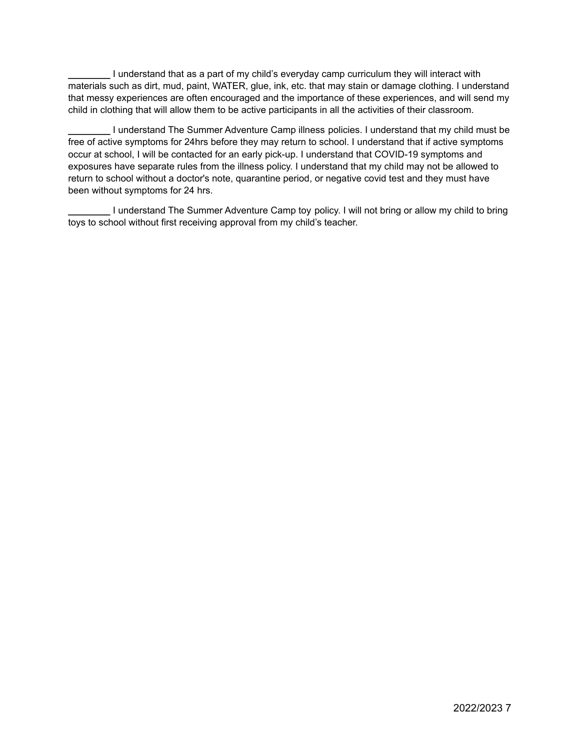________ I understand that as a part of my child's everyday camp curriculum they will interact with materials such as dirt, mud, paint, WATER, glue, ink, etc. that may stain or damage clothing. I understand that messy experiences are often encouraged and the importance of these experiences, and will send my child in clothing that will allow them to be active participants in all the activities of their classroom.

________ I understand The Summer Adventure Camp illness policies. I understand that my child must be free of active symptoms for 24hrs before they may return to school. I understand that if active symptoms occur at school, I will be contacted for an early pick-up. I understand that COVID-19 symptoms and exposures have separate rules from the illness policy. I understand that my child may not be allowed to return to school without a doctor's note, quarantine period, or negative covid test and they must have been without symptoms for 24 hrs.

________ I understand The Summer Adventure Camp toy policy. I will not bring or allow my child to bring toys to school without first receiving approval from my child's teacher.